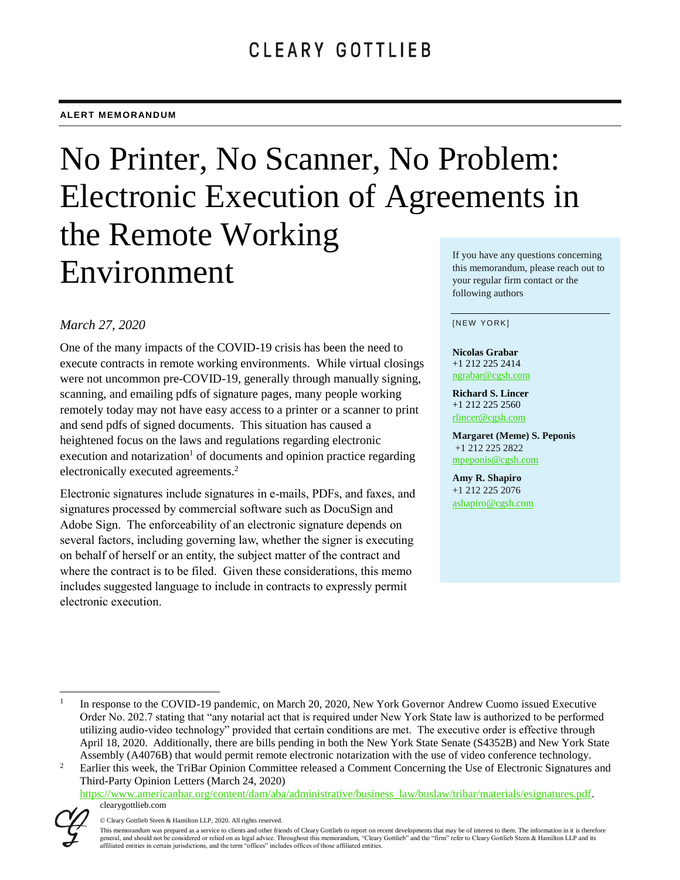CLEARY GOTTLIEB

**ALERT MEMORANDUM**

# No Printer, No Scanner, No Problem: Electronic Execution of Agreements in the Remote Working Environment

*March 27, 2020*

One of the many impacts of the COVID-19 crisis has been the need to execute contracts in remote working environments. While virtual closings were not uncommon pre-COVID-19, generally through manually signing, scanning, and emailing pdfs of signature pages, many people working remotely today may not have easy access to a printer or a scanner to print and send pdfs of signed documents. This situation has caused a heightened focus on the laws and regulations regarding electronic execution and notarization[1] of documents and opinion practice regarding electronically executed agreements.[2]

Electronic signatures include signatures in e-mails, PDFs, and faxes, and signatures processed by commercial software such as DocuSign and Adobe Sign. The enforceability of an electronic signature depends on several factors, including governing law, whether the signer is executing on behalf of herself or an entity, the subject matter of the contract and where the contract is to be filed. Given these considerations, this memo includes suggested language to include in contracts to expressly permit electronic execution.

If you have any questions concerning this memorandum, please reach out to your regular firm contact or the following authors

[NEW YORK]

**Nicolas Grabar**
+1 212 225 2414
ngrabar@cgsh.com

**Richard S. Lincer**
+1 212 225 2560
rlincer@cgsh.com

**Margaret (Meme) S. Peponis**
+1 212 225 2822
mpeponis@cgsh.com

**Amy R. Shapiro**
+1 212 225 2076
ashapiro@cgsh.com

---

[1] In response to the COVID-19 pandemic, on March 20, 2020, New York Governor Andrew Cuomo issued Executive Order No. 202.7 stating that "any notarial act that is required under New York State law is authorized to be performed utilizing audio-video technology" provided that certain conditions are met. The executive order is effective through April 18, 2020. Additionally, there are bills pending in both the New York State Senate (S4352B) and New York State Assembly (A4076B) that would permit remote electronic notarization with the use of video conference technology.

[2] Earlier this week, the TriBar Opinion Committee released a Comment Concerning the Use of Electronic Signatures and Third-Party Opinion Letters (March 24, 2020) https://www.americanbar.org/content/dam/aba/administrative/business_law/buslaw/tribar/materials/esignatures.pdf.

clearygottlieb.com

© Cleary Gottlieb Steen & Hamilton LLP, 2020. All rights reserved.

This memorandum was prepared as a service to clients and other friends of Cleary Gottlieb to report on recent developments that may be of interest to them. The information in it is therefore general, and should not be considered or relied on as legal advice. Throughout this memorandum, "Cleary Gottlieb" and the "firm" refer to Cleary Gottlieb Steen & Hamilton LLP and its affiliated entities in certain jurisdictions, and the term "offices" includes offices of those affiliated entities.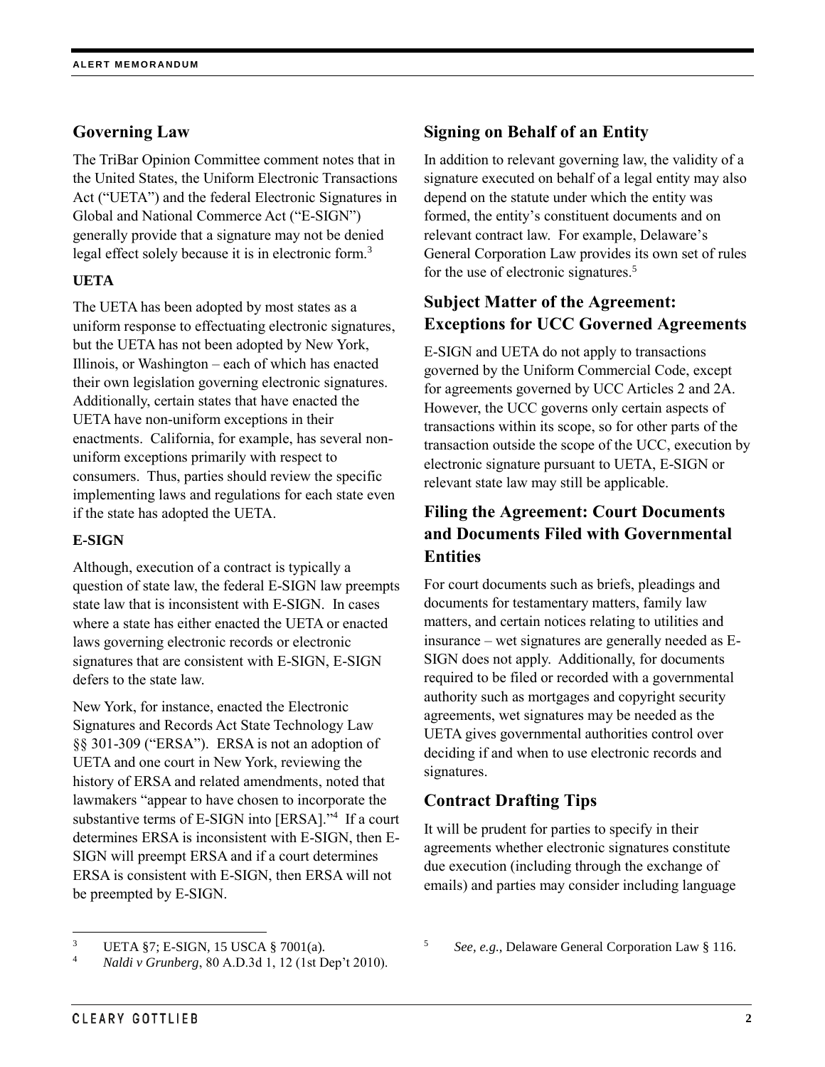## Governing Law

The TriBar Opinion Committee comment notes that in the United States, the Uniform Electronic Transactions Act ("UETA") and the federal Electronic Signatures in Global and National Commerce Act ("E-SIGN") generally provide that a signature may not be denied legal effect solely because it is in electronic form.[3]

**UETA**

The UETA has been adopted by most states as a uniform response to effectuating electronic signatures, but the UETA has not been adopted by New York, Illinois, or Washington – each of which has enacted their own legislation governing electronic signatures. Additionally, certain states that have enacted the UETA have non-uniform exceptions in their enactments. California, for example, has several non-uniform exceptions primarily with respect to consumers. Thus, parties should review the specific implementing laws and regulations for each state even if the state has adopted the UETA.

**E-SIGN**

Although, execution of a contract is typically a question of state law, the federal E-SIGN law preempts state law that is inconsistent with E-SIGN. In cases where a state has either enacted the UETA or enacted laws governing electronic records or electronic signatures that are consistent with E-SIGN, E-SIGN defers to the state law.

New York, for instance, enacted the Electronic Signatures and Records Act State Technology Law §§ 301-309 ("ERSA"). ERSA is not an adoption of UETA and one court in New York, reviewing the history of ERSA and related amendments, noted that lawmakers "appear to have chosen to incorporate the substantive terms of E-SIGN into [ERSA]."[4] If a court determines ERSA is inconsistent with E-SIGN, then E-SIGN will preempt ERSA and if a court determines ERSA is consistent with E-SIGN, then ERSA will not be preempted by E-SIGN.

## Signing on Behalf of an Entity

In addition to relevant governing law, the validity of a signature executed on behalf of a legal entity may also depend on the statute under which the entity was formed, the entity's constituent documents and on relevant contract law. For example, Delaware's General Corporation Law provides its own set of rules for the use of electronic signatures.[5]

## Subject Matter of the Agreement: Exceptions for UCC Governed Agreements

E-SIGN and UETA do not apply to transactions governed by the Uniform Commercial Code, except for agreements governed by UCC Articles 2 and 2A. However, the UCC governs only certain aspects of transactions within its scope, so for other parts of the transaction outside the scope of the UCC, execution by electronic signature pursuant to UETA, E-SIGN or relevant state law may still be applicable.

## Filing the Agreement: Court Documents and Documents Filed with Governmental Entities

For court documents such as briefs, pleadings and documents for testamentary matters, family law matters, and certain notices relating to utilities and insurance – wet signatures are generally needed as E-SIGN does not apply. Additionally, for documents required to be filed or recorded with a governmental authority such as mortgages and copyright security agreements, wet signatures may be needed as the UETA gives governmental authorities control over deciding if and when to use electronic records and signatures.

## Contract Drafting Tips

It will be prudent for parties to specify in their agreements whether electronic signatures constitute due execution (including through the exchange of emails) and parties may consider including language

---

[3] UETA §7; E-SIGN, 15 USCA § 7001(a).

[4] *Naldi v Grunberg*, 80 A.D.3d 1, 12 (1st Dep't 2010).

[5] *See, e.g.*, Delaware General Corporation Law § 116.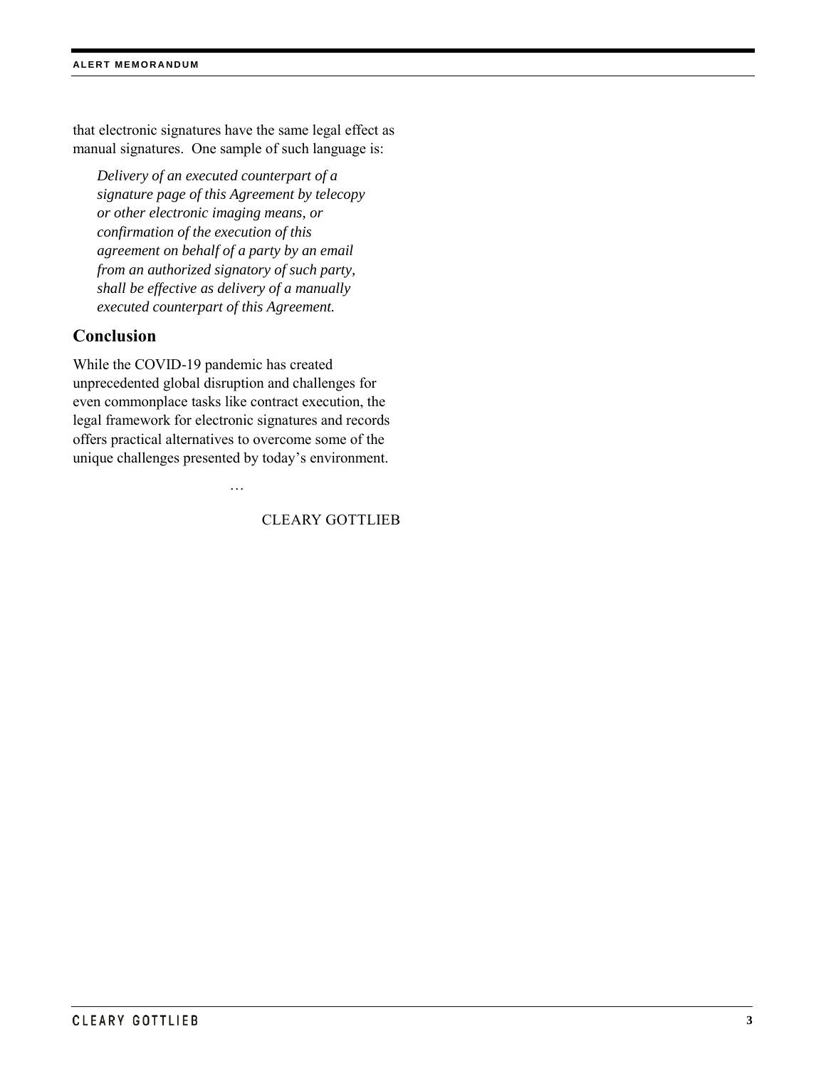that electronic signatures have the same legal effect as manual signatures. One sample of such language is:

> *Delivery of an executed counterpart of a signature page of this Agreement by telecopy or other electronic imaging means, or confirmation of the execution of this agreement on behalf of a party by an email from an authorized signatory of such party, shall be effective as delivery of a manually executed counterpart of this Agreement.*

## Conclusion

While the COVID-19 pandemic has created unprecedented global disruption and challenges for even commonplace tasks like contract execution, the legal framework for electronic signatures and records offers practical alternatives to overcome some of the unique challenges presented by today's environment.

…

CLEARY GOTTLIEB